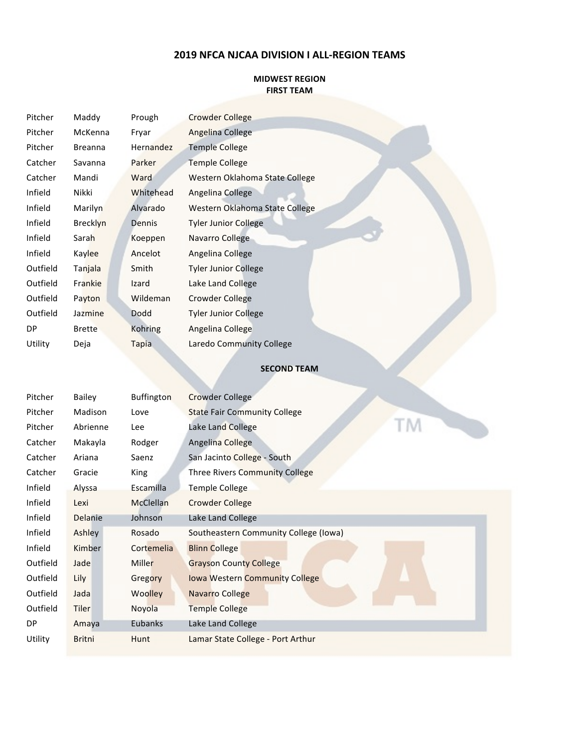# 2019 NFCA NJCAA DIVISION I ALL-REGION TEAMS

## MIDWEST REGION

### FIRST TEAM

| | | | |
|---|---|---|---|
| Pitcher | Maddy | Prough | Crowder College |
| Pitcher | McKenna | Fryar | Angelina College |
| Pitcher | Breanna | Hernandez | Temple College |
| Catcher | Savanna | Parker | Temple College |
| Catcher | Mandi | Ward | Western Oklahoma State College |
| Infield | Nikki | Whitehead | Angelina College |
| Infield | Marilyn | Alvarado | Western Oklahoma State College |
| Infield | Brecklyn | Dennis | Tyler Junior College |
| Infield | Sarah | Koeppen | Navarro College |
| Infield | Kaylee | Ancelot | Angelina College |
| Outfield | Tanjala | Smith | Tyler Junior College |
| Outfield | Frankie | Izard | Lake Land College |
| Outfield | Payton | Wildeman | Crowder College |
| Outfield | Jazmine | Dodd | Tyler Junior College |
| DP | Brette | Kohring | Angelina College |
| Utility | Deja | Tapia | Laredo Community College |

### SECOND TEAM

| | | | |
|---|---|---|---|
| Pitcher | Bailey | Buffington | Crowder College |
| Pitcher | Madison | Love | State Fair Community College |
| Pitcher | Abrienne | Lee | Lake Land College |
| Catcher | Makayla | Rodger | Angelina College |
| Catcher | Ariana | Saenz | San Jacinto College - South |
| Catcher | Gracie | King | Three Rivers Community College |
| Infield | Alyssa | Escamilla | Temple College |
| Infield | Lexi | McClellan | Crowder College |
| Infield | Delanie | Johnson | Lake Land College |
| Infield | Ashley | Rosado | Southeastern Community College (Iowa) |
| Infield | Kimber | Cortemelia | Blinn College |
| Outfield | Jade | Miller | Grayson County College |
| Outfield | Lily | Gregory | Iowa Western Community College |
| Outfield | Jada | Woolley | Navarro College |
| Outfield | Tiler | Noyola | Temple College |
| DP | Amaya | Eubanks | Lake Land College |
| Utility | Britni | Hunt | Lamar State College - Port Arthur |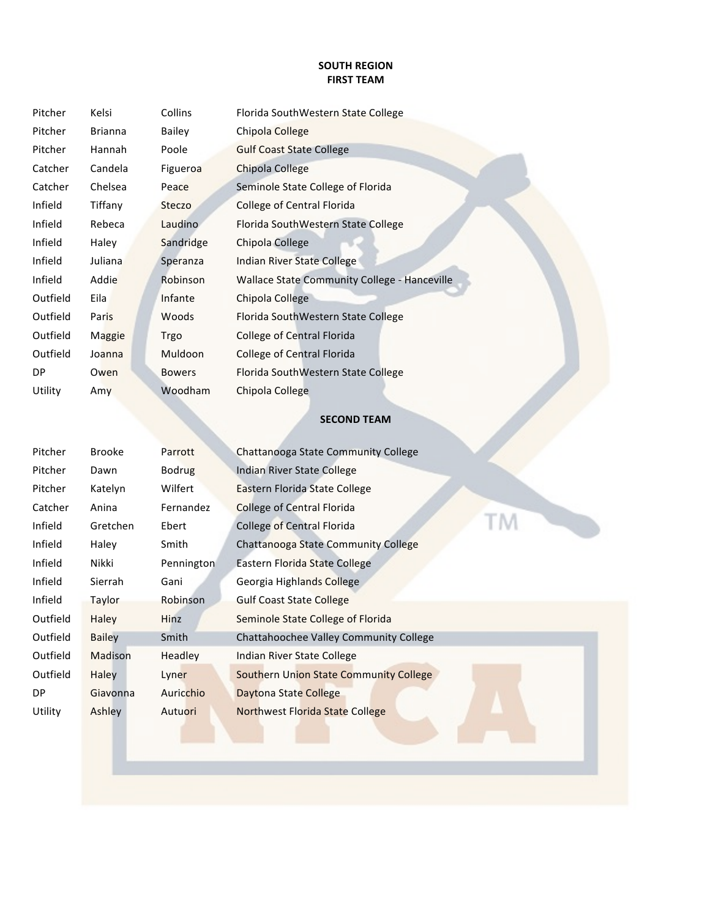## SOUTH REGION
### FIRST TEAM

| | | | |
|---|---|---|---|
| Pitcher | Kelsi | Collins | Florida SouthWestern State College |
| Pitcher | Brianna | Bailey | Chipola College |
| Pitcher | Hannah | Poole | Gulf Coast State College |
| Catcher | Candela | Figueroa | Chipola College |
| Catcher | Chelsea | Peace | Seminole State College of Florida |
| Infield | Tiffany | Steczo | College of Central Florida |
| Infield | Rebeca | Laudino | Florida SouthWestern State College |
| Infield | Haley | Sandridge | Chipola College |
| Infield | Juliana | Speranza | Indian River State College |
| Infield | Addie | Robinson | Wallace State Community College - Hanceville |
| Outfield | Eila | Infante | Chipola College |
| Outfield | Paris | Woods | Florida SouthWestern State College |
| Outfield | Maggie | Trgo | College of Central Florida |
| Outfield | Joanna | Muldoon | College of Central Florida |
| DP | Owen | Bowers | Florida SouthWestern State College |
| Utility | Amy | Woodham | Chipola College |

### SECOND TEAM

| | | | |
|---|---|---|---|
| Pitcher | Brooke | Parrott | Chattanooga State Community College |
| Pitcher | Dawn | Bodrug | Indian River State College |
| Pitcher | Katelyn | Wilfert | Eastern Florida State College |
| Catcher | Anina | Fernandez | College of Central Florida |
| Infield | Gretchen | Ebert | College of Central Florida |
| Infield | Haley | Smith | Chattanooga State Community College |
| Infield | Nikki | Pennington | Eastern Florida State College |
| Infield | Sierrah | Gani | Georgia Highlands College |
| Infield | Taylor | Robinson | Gulf Coast State College |
| Outfield | Haley | Hinz | Seminole State College of Florida |
| Outfield | Bailey | Smith | Chattahoochee Valley Community College |
| Outfield | Madison | Headley | Indian River State College |
| Outfield | Haley | Lyner | Southern Union State Community College |
| DP | Giavonna | Auricchio | Daytona State College |
| Utility | Ashley | Autuori | Northwest Florida State College |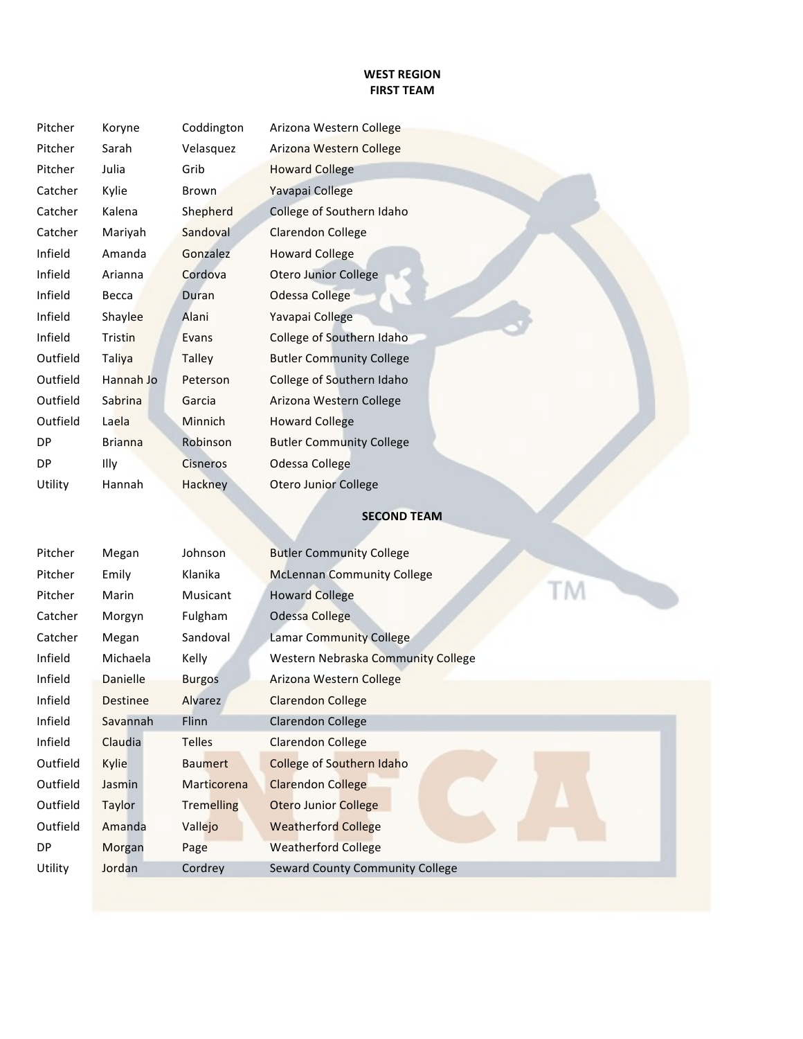## WEST REGION
## FIRST TEAM

| | | | |
|---|---|---|---|
| Pitcher | Koryne | Coddington | Arizona Western College |
| Pitcher | Sarah | Velasquez | Arizona Western College |
| Pitcher | Julia | Grib | Howard College |
| Catcher | Kylie | Brown | Yavapai College |
| Catcher | Kalena | Shepherd | College of Southern Idaho |
| Catcher | Mariyah | Sandoval | Clarendon College |
| Infield | Amanda | Gonzalez | Howard College |
| Infield | Arianna | Cordova | Otero Junior College |
| Infield | Becca | Duran | Odessa College |
| Infield | Shaylee | Alani | Yavapai College |
| Infield | Tristin | Evans | College of Southern Idaho |
| Outfield | Taliya | Talley | Butler Community College |
| Outfield | Hannah Jo | Peterson | College of Southern Idaho |
| Outfield | Sabrina | Garcia | Arizona Western College |
| Outfield | Laela | Minnich | Howard College |
| DP | Brianna | Robinson | Butler Community College |
| DP | Illy | Cisneros | Odessa College |
| Utility | Hannah | Hackney | Otero Junior College |

## SECOND TEAM

| | | | |
|---|---|---|---|
| Pitcher | Megan | Johnson | Butler Community College |
| Pitcher | Emily | Klanika | McLennan Community College |
| Pitcher | Marin | Musicant | Howard College |
| Catcher | Morgyn | Fulgham | Odessa College |
| Catcher | Megan | Sandoval | Lamar Community College |
| Infield | Michaela | Kelly | Western Nebraska Community College |
| Infield | Danielle | Burgos | Arizona Western College |
| Infield | Destinee | Alvarez | Clarendon College |
| Infield | Savannah | Flinn | Clarendon College |
| Infield | Claudia | Telles | Clarendon College |
| Outfield | Kylie | Baumert | College of Southern Idaho |
| Outfield | Jasmin | Marticorena | Clarendon College |
| Outfield | Taylor | Tremelling | Otero Junior College |
| Outfield | Amanda | Vallejo | Weatherford College |
| DP | Morgan | Page | Weatherford College |
| Utility | Jordan | Cordrey | Seward County Community College |